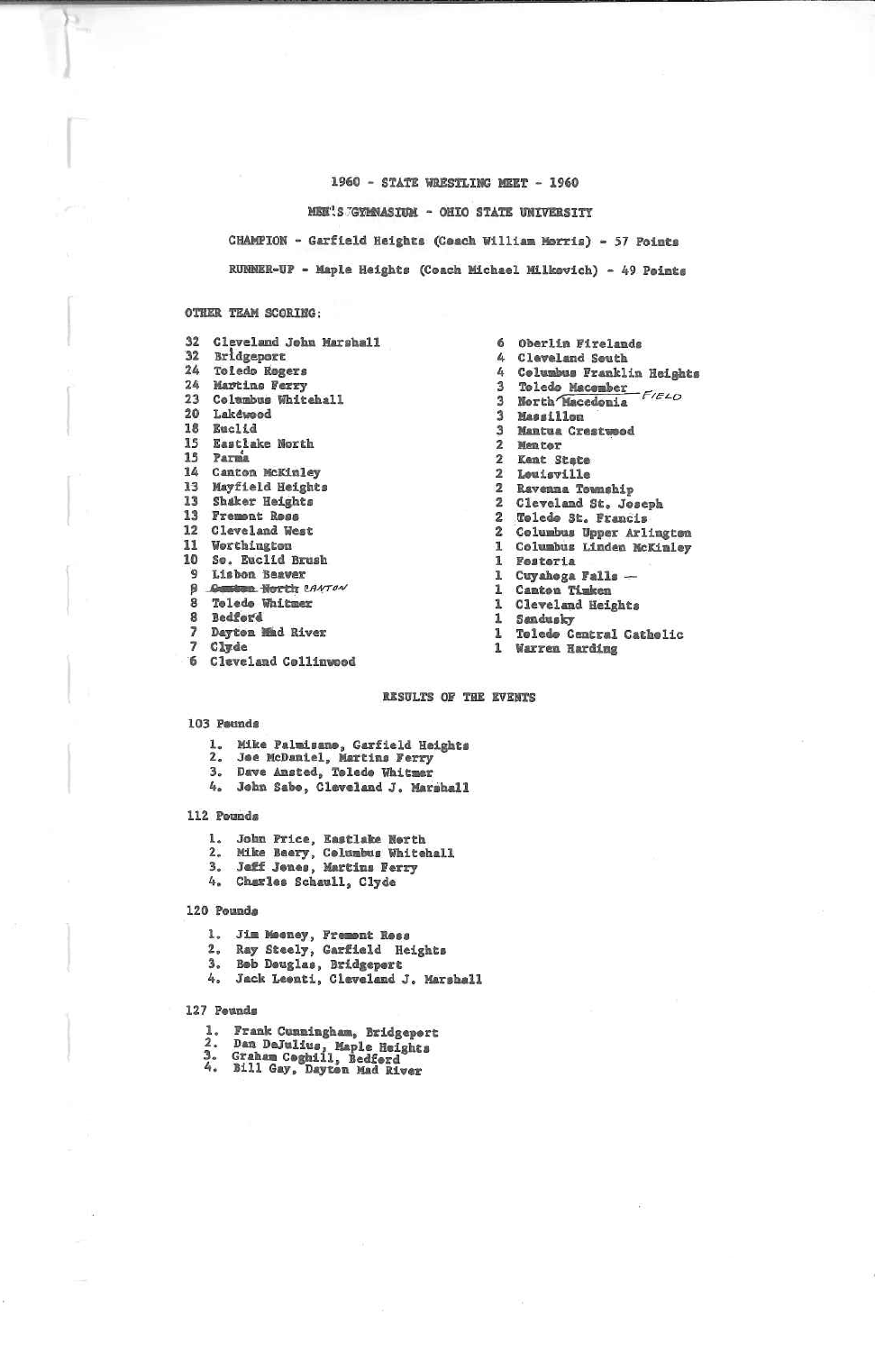# 1960 - STATE WRESTLING MEET - 1960

## MEN'S GYMNASIUM - OHIO STATE UNIVERSITY

CHAMPION - Garfield Heights (Coach William Morris) - 57 Points

RUNNER-UP - Maple Heights (Coach Michael Milkovich) - 49 Points

OTHER TEAM SCORING:

32 Cleveland John Marshall
32 Bridgeport
24 Toledo Rogers
24 Martins Ferry
23 Columbus Whitehall
20 Lakewood
18 Euclid
15 Eastlake North
15 Parma
14 Canton McKinley
13 Mayfield Heights
13 Shaker Heights
13 Fremont Ross
12 Cleveland West
11 Worthington
10 So. Euclid Brush
9 Lisbon Beaver
8 ~~Canton North~~ NORTH CANTON
8 Toledo Whitmer
8 Bedford
7 Dayton Mad River
7 Clyde
6 Cleveland Collinwood
6 Oberlin Firelands
4 Cleveland South
4 Columbus Franklin Heights
3 Toledo Macomber
3 North Macedonia FIELD
3 Massillon
3 Mantua Crestwood
2 Mentor
2 Kent State
2 Louisville
2 Ravenna Township
2 Cleveland St. Joseph
2 Toledo St. Francis
2 Columbus Upper Arlington
1 Columbus Linden McKinley
1 Fostoria
1 Cuyahoga Falls —
1 Canton Timken
1 Cleveland Heights
1 Sandusky
1 Toledo Central Catholic
1 Warren Harding

## RESULTS OF THE EVENTS

### 103 Pounds

1. Mike Palmisano, Garfield Heights
2. Joe McDaniel, Martins Ferry
3. Dave Amsted, Toledo Whitmer
4. John Sabo, Cleveland J. Marshall

### 112 Pounds

1. John Price, Eastlake North
2. Mike Beery, Columbus Whitehall
3. Jeff Jones, Martins Ferry
4. Charles Schaull, Clyde

### 120 Pounds

1. Jim Meeney, Fremont Ross
2. Ray Steely, Garfield Heights
3. Bob Douglas, Bridgeport
4. Jack Leonti, Cleveland J. Marshall

### 127 Pounds

1. Frank Cunningham, Bridgeport
2. Dan DeJulius, Maple Heights
3. Graham Coghill, Bedford
4. Bill Gay, Dayton Mad River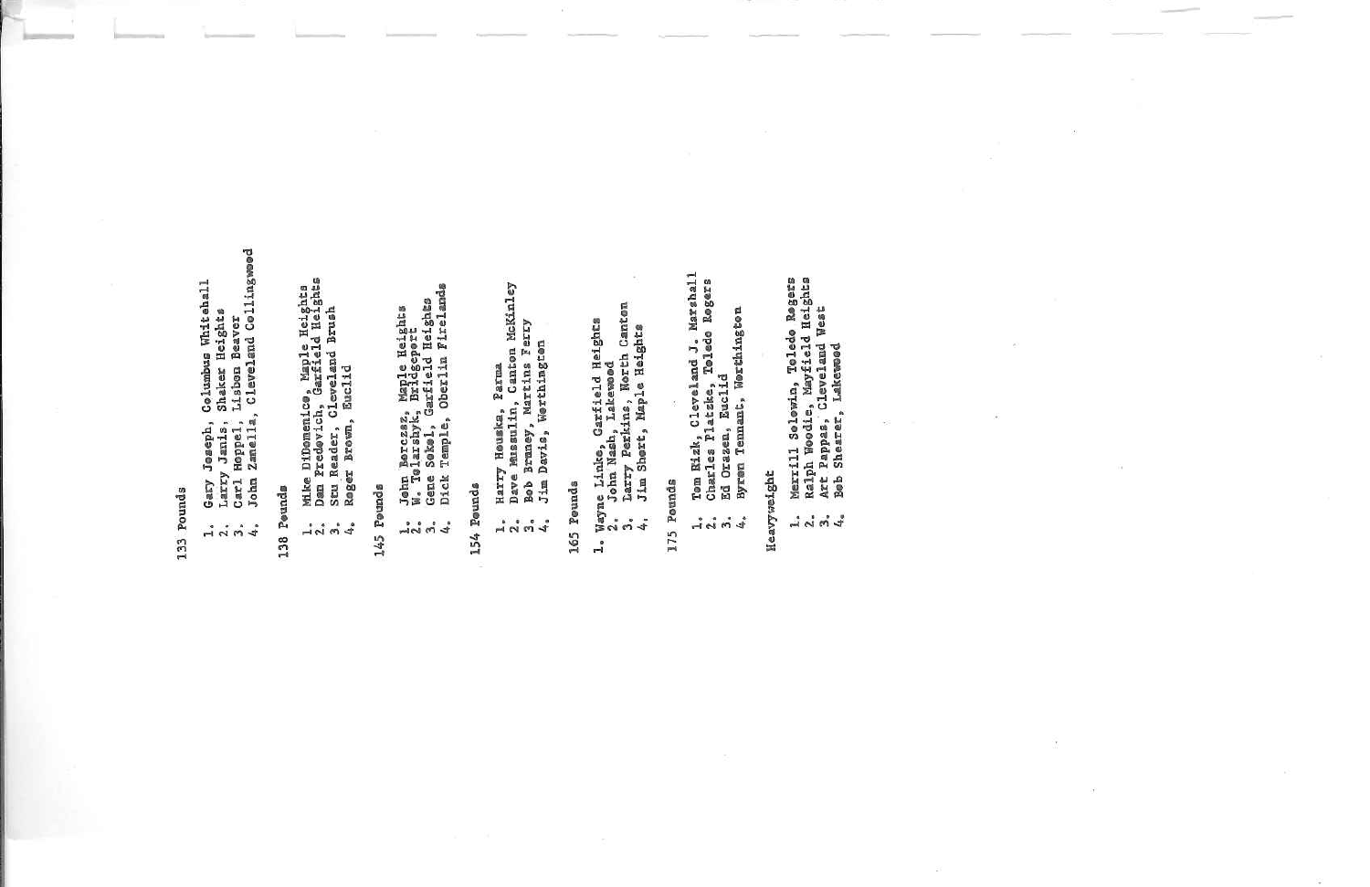133 Pounds

1. Gary Joseph, Columbus Whitehall
2. Larry Janis, Shaker Heights
3. Carl Hoppel, Lisbon Beaver
4. John Zanella, Cleveland Collingwood

138 Pounds

1. Mike DiDomenico, Maple Heights
2. Dan Predovich, Garfield Heights
3. Stu Reader, Cleveland Brush
4. Roger Brown, Euclid

145 Pounds

1. John Borczaz, Maple Heights
2. W. Telarshyk, Bridgeport
3. Gene Sokol, Garfield Heights
4. Dick Temple, Oberlin Firelands

154 Pounds

1. Harry Houska, Parma
2. Dave Mussulin, Canton McKinley
3. Bob Braney, Martins Ferry
4. Jim Davis, Worthington

165 Pounds

1. Wayne Linke, Garfield Heights
2. John Nash, Lakewood
3. Larry Perkins, North Canton
4. Jim Short, Maple Heights

175 Pounds

1. Tom Rizk, Cleveland J. Marshall
2. Charles Platzke, Toledo Rogers
3. Ed Orazen, Euclid
4. Byron Tennant, Worthington

Heavyweight

1. Merrill Solowin, Toledo Rogers
2. Ralph Woodie, Mayfield Heights
3. Art Pappas, Cleveland West
4. Bob Shearer, Lakewood